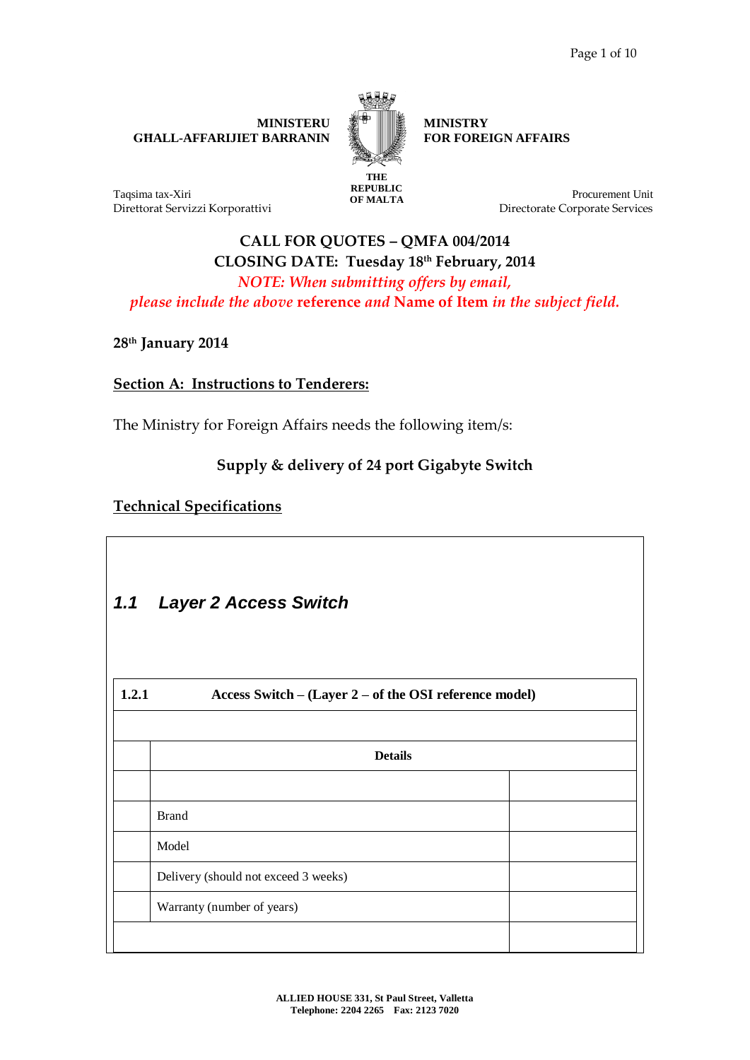**MINISTERU GĦALL-AFFARIJIET BARRANIN**

**MINISTRY FOR FOREIGN AFFAIRS**

**THE REPUBLIC OF MALTA**

Taqsima tax-Xiri
Direttorat Servizzi Korporattivi

Procurement Unit
Directorate Corporate Services

**CALL FOR QUOTES – QMFA 004/2014**
**CLOSING DATE: Tuesday 18th February, 2014**
*NOTE: When submitting offers by email, please include the above* **reference** *and* **Name of Item** *in the subject field.*

**28th January 2014**

## Section A: Instructions to Tenderers:

The Ministry for Foreign Affairs needs the following item/s:

**Supply & delivery of 24 port Gigabyte Switch**

### Technical Specifications

#### *1.1 Layer 2 Access Switch*

| **1.2.1** | **Access Switch – (Layer 2 – of the OSI reference model)** | |
|---|---|---|
| | | |
| | **Details** | |
| | | |
| | Brand | |
| | Model | |
| | Delivery (should not exceed 3 weeks) | |
| | Warranty (number of years) | |
| | | |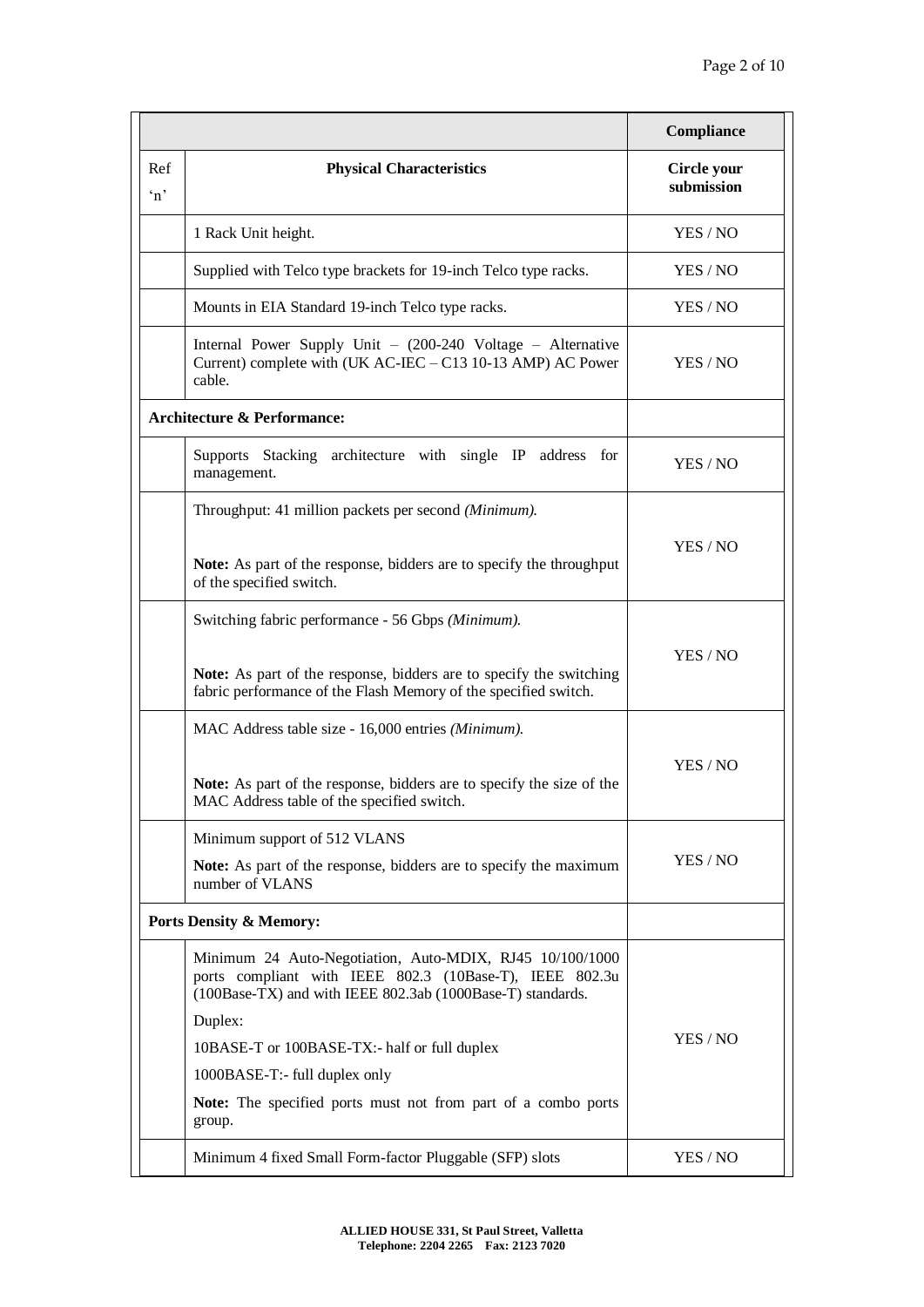| | | Compliance |
|---|---|---|
| Ref 'n' | **Physical Characteristics** | **Circle your submission** |
| | 1 Rack Unit height. | YES / NO |
| | Supplied with Telco type brackets for 19-inch Telco type racks. | YES / NO |
| | Mounts in EIA Standard 19-inch Telco type racks. | YES / NO |
| | Internal Power Supply Unit – (200-240 Voltage – Alternative Current) complete with (UK AC-IEC – C13 10-13 AMP) AC Power cable. | YES / NO |
| **Architecture & Performance:** | | |
| | Supports Stacking architecture with single IP address for management. | YES / NO |
| | Throughput: 41 million packets per second *(Minimum).*<br><br>**Note:** As part of the response, bidders are to specify the throughput of the specified switch. | YES / NO |
| | Switching fabric performance - 56 Gbps *(Minimum).*<br><br>**Note:** As part of the response, bidders are to specify the switching fabric performance of the Flash Memory of the specified switch. | YES / NO |
| | MAC Address table size - 16,000 entries *(Minimum).*<br><br>**Note:** As part of the response, bidders are to specify the size of the MAC Address table of the specified switch. | YES / NO |
| | Minimum support of 512 VLANS<br>**Note:** As part of the response, bidders are to specify the maximum number of VLANS | YES / NO |
| **Ports Density & Memory:** | | |
| | Minimum 24 Auto-Negotiation, Auto-MDIX, RJ45 10/100/1000 ports compliant with IEEE 802.3 (10Base-T), IEEE 802.3u (100Base-TX) and with IEEE 802.3ab (1000Base-T) standards.<br>Duplex:<br>10BASE-T or 100BASE-TX:- half or full duplex<br>1000BASE-T:- full duplex only<br>**Note:** The specified ports must not from part of a combo ports group. | YES / NO |
| | Minimum 4 fixed Small Form-factor Pluggable (SFP) slots | YES / NO |

**ALLIED HOUSE 331, St Paul Street, Valletta**
**Telephone: 2204 2265 Fax: 2123 7020**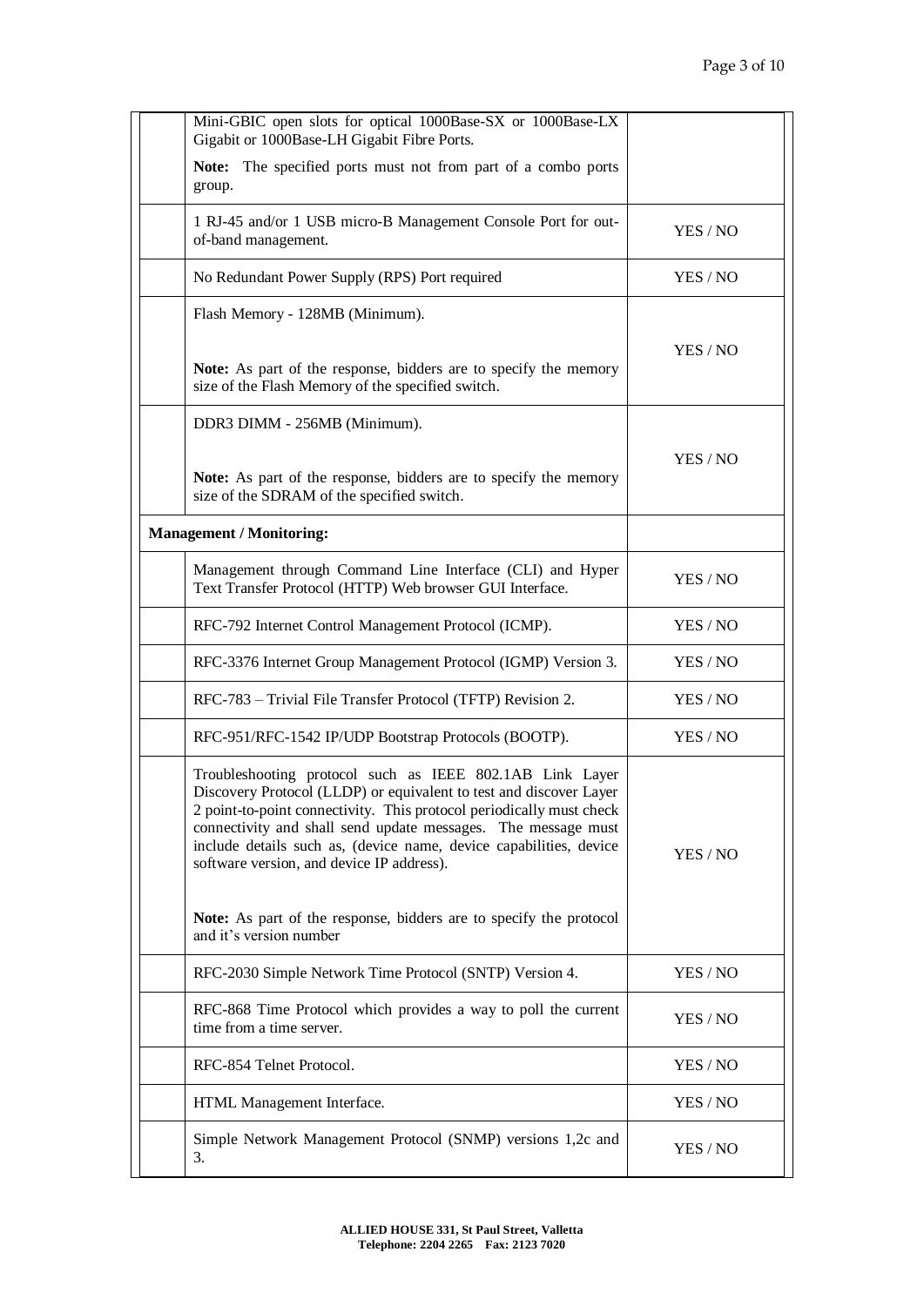| | | |
|---|---|---|
| | Mini-GBIC open slots for optical 1000Base-SX or 1000Base-LX Gigabit or 1000Base-LH Gigabit Fibre Ports.<br><br>**Note:** The specified ports must not from part of a combo ports group. | |
| | 1 RJ-45 and/or 1 USB micro-B Management Console Port for out-of-band management. | YES / NO |
| | No Redundant Power Supply (RPS) Port required | YES / NO |
| | Flash Memory - 128MB (Minimum).<br><br>**Note:** As part of the response, bidders are to specify the memory size of the Flash Memory of the specified switch. | YES / NO |
| | DDR3 DIMM - 256MB (Minimum).<br><br>**Note:** As part of the response, bidders are to specify the memory size of the SDRAM of the specified switch. | YES / NO |
| **Management / Monitoring:** | | |
| | Management through Command Line Interface (CLI) and Hyper Text Transfer Protocol (HTTP) Web browser GUI Interface. | YES / NO |
| | RFC-792 Internet Control Management Protocol (ICMP). | YES / NO |
| | RFC-3376 Internet Group Management Protocol (IGMP) Version 3. | YES / NO |
| | RFC-783 – Trivial File Transfer Protocol (TFTP) Revision 2. | YES / NO |
| | RFC-951/RFC-1542 IP/UDP Bootstrap Protocols (BOOTP). | YES / NO |
| | Troubleshooting protocol such as IEEE 802.1AB Link Layer Discovery Protocol (LLDP) or equivalent to test and discover Layer 2 point-to-point connectivity. This protocol periodically must check connectivity and shall send update messages. The message must include details such as, (device name, device capabilities, device software version, and device IP address).<br><br>**Note:** As part of the response, bidders are to specify the protocol and it's version number | YES / NO |
| | RFC-2030 Simple Network Time Protocol (SNTP) Version 4. | YES / NO |
| | RFC-868 Time Protocol which provides a way to poll the current time from a time server. | YES / NO |
| | RFC-854 Telnet Protocol. | YES / NO |
| | HTML Management Interface. | YES / NO |
| | Simple Network Management Protocol (SNMP) versions 1,2c and 3. | YES / NO |

**ALLIED HOUSE 331, St Paul Street, Valletta**
**Telephone: 2204 2265 Fax: 2123 7020**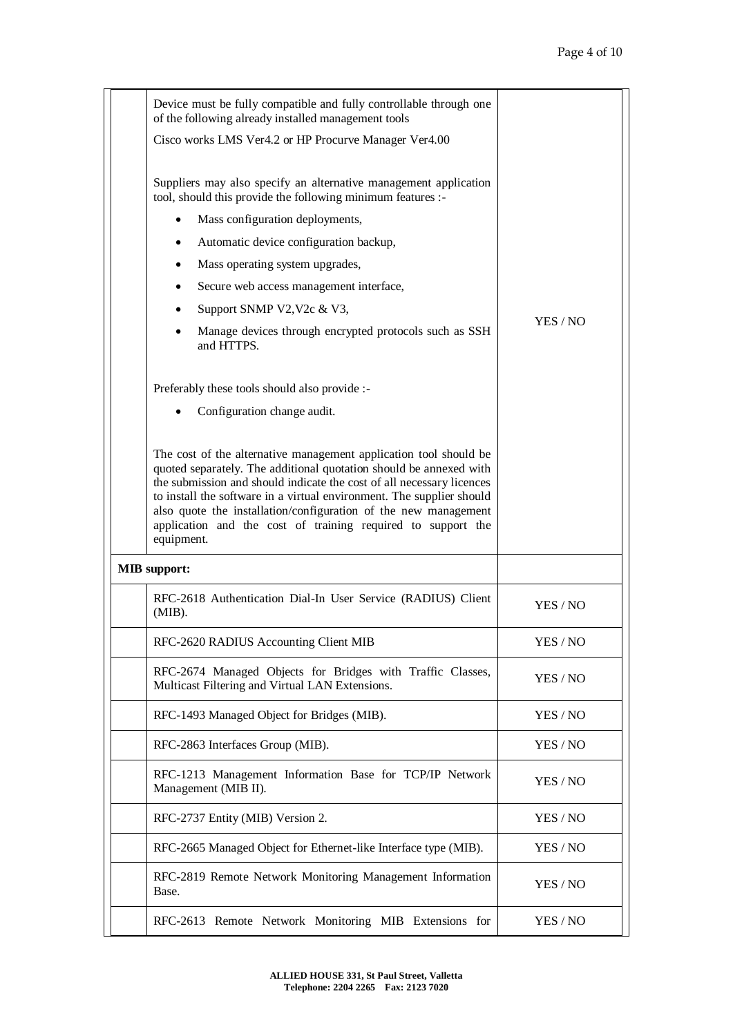| | | |
|---|---|---|
| | Device must be fully compatible and fully controllable through one of the following already installed management tools<br><br>Cisco works LMS Ver4.2 or HP Procurve Manager Ver4.00<br><br>Suppliers may also specify an alternative management application tool, should this provide the following minimum features :-<br><br>• Mass configuration deployments,<br>• Automatic device configuration backup,<br>• Mass operating system upgrades,<br>• Secure web access management interface,<br>• Support SNMP V2,V2c & V3,<br>• Manage devices through encrypted protocols such as SSH and HTTPS.<br><br>Preferably these tools should also provide :-<br><br>• Configuration change audit.<br><br>The cost of the alternative management application tool should be quoted separately. The additional quotation should be annexed with the submission and should indicate the cost of all necessary licences to install the software in a virtual environment. The supplier should also quote the installation/configuration of the new management application and the cost of training required to support the equipment. | YES / NO |
| **MIB support:** | | |
| | RFC-2618 Authentication Dial-In User Service (RADIUS) Client (MIB). | YES / NO |
| | RFC-2620 RADIUS Accounting Client MIB | YES / NO |
| | RFC-2674 Managed Objects for Bridges with Traffic Classes, Multicast Filtering and Virtual LAN Extensions. | YES / NO |
| | RFC-1493 Managed Object for Bridges (MIB). | YES / NO |
| | RFC-2863 Interfaces Group (MIB). | YES / NO |
| | RFC-1213 Management Information Base for TCP/IP Network Management (MIB II). | YES / NO |
| | RFC-2737 Entity (MIB) Version 2. | YES / NO |
| | RFC-2665 Managed Object for Ethernet-like Interface type (MIB). | YES / NO |
| | RFC-2819 Remote Network Monitoring Management Information Base. | YES / NO |
| | RFC-2613 Remote Network Monitoring MIB Extensions for | YES / NO |

ALLIED HOUSE 331, St Paul Street, Valletta
Telephone: 2204 2265 Fax: 2123 7020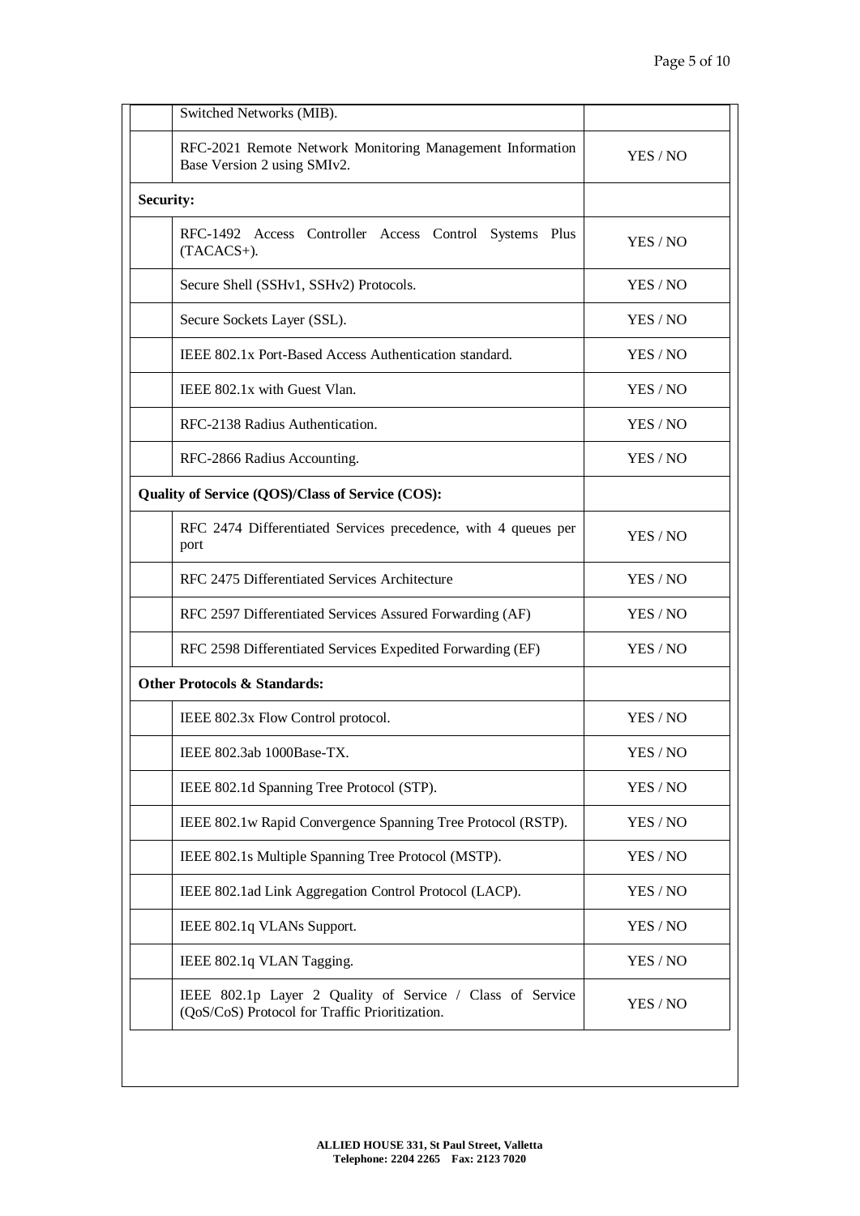| | | |
|---|---|---|
| | Switched Networks (MIB). | |
| | RFC-2021 Remote Network Monitoring Management Information Base Version 2 using SMIv2. | YES / NO |
| **Security:** | | |
| | RFC-1492 Access Controller Access Control Systems Plus (TACACS+). | YES / NO |
| | Secure Shell (SSHv1, SSHv2) Protocols. | YES / NO |
| | Secure Sockets Layer (SSL). | YES / NO |
| | IEEE 802.1x Port-Based Access Authentication standard. | YES / NO |
| | IEEE 802.1x with Guest Vlan. | YES / NO |
| | RFC-2138 Radius Authentication. | YES / NO |
| | RFC-2866 Radius Accounting. | YES / NO |
| **Quality of Service (QOS)/Class of Service (COS):** | | |
| | RFC 2474 Differentiated Services precedence, with 4 queues per port | YES / NO |
| | RFC 2475 Differentiated Services Architecture | YES / NO |
| | RFC 2597 Differentiated Services Assured Forwarding (AF) | YES / NO |
| | RFC 2598 Differentiated Services Expedited Forwarding (EF) | YES / NO |
| **Other Protocols & Standards:** | | |
| | IEEE 802.3x Flow Control protocol. | YES / NO |
| | IEEE 802.3ab 1000Base-TX. | YES / NO |
| | IEEE 802.1d Spanning Tree Protocol (STP). | YES / NO |
| | IEEE 802.1w Rapid Convergence Spanning Tree Protocol (RSTP). | YES / NO |
| | IEEE 802.1s Multiple Spanning Tree Protocol (MSTP). | YES / NO |
| | IEEE 802.1ad Link Aggregation Control Protocol (LACP). | YES / NO |
| | IEEE 802.1q VLANs Support. | YES / NO |
| | IEEE 802.1q VLAN Tagging. | YES / NO |
| | IEEE 802.1p Layer 2 Quality of Service / Class of Service (QoS/CoS) Protocol for Traffic Prioritization. | YES / NO |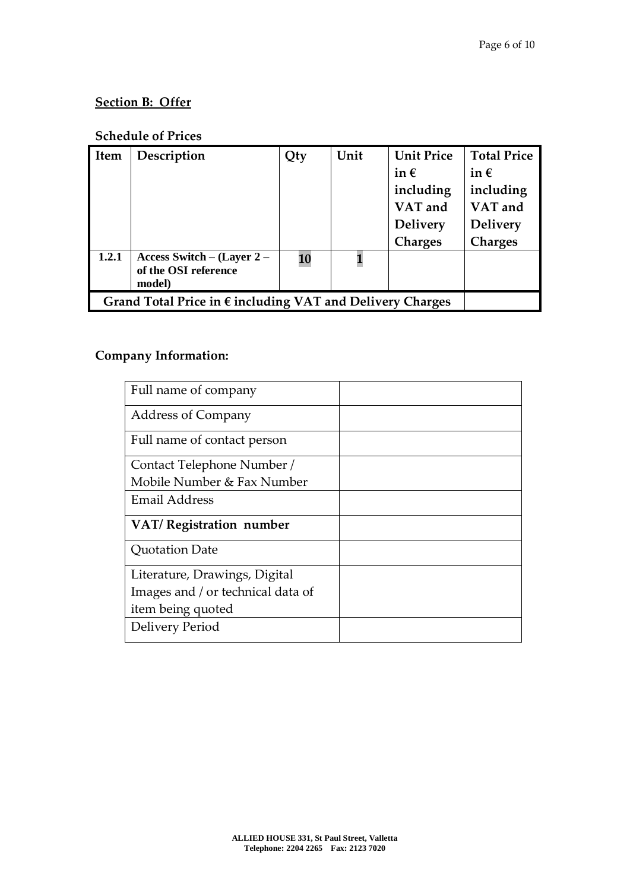**Section B: Offer**

**Schedule of Prices**

| Item | Description | Qty | Unit | Unit Price in € including VAT and Delivery Charges | Total Price in € including VAT and Delivery Charges |
|---|---|---|---|---|---|
| 1.2.1 | Access Switch – (Layer 2 – of the OSI reference model) | 10 | 1 | | |
| Grand Total Price in € including VAT and Delivery Charges | | | | | |

**Company Information:**

| | |
|---|---|
| Full name of company | |
| Address of Company | |
| Full name of contact person | |
| Contact Telephone Number / Mobile Number & Fax Number | |
| Email Address | |
| **VAT/ Registration number** | |
| Quotation Date | |
| Literature, Drawings, Digital Images and / or technical data of item being quoted | |
| Delivery Period | |

ALLIED HOUSE 331, St Paul Street, Valletta
Telephone: 2204 2265 Fax: 2123 7020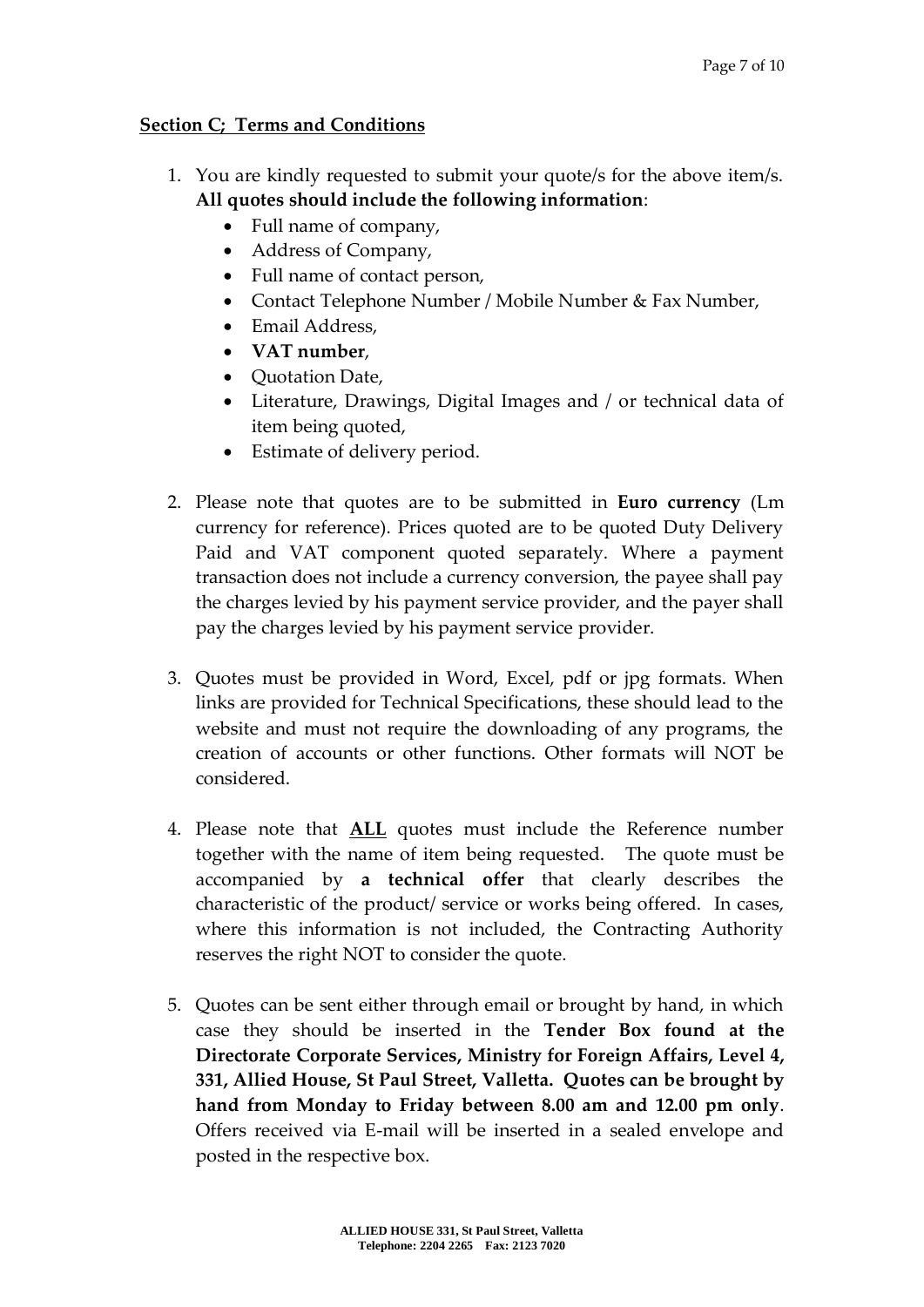**Section C; Terms and Conditions**

1. You are kindly requested to submit your quote/s for the above item/s. **All quotes should include the following information**:
   - Full name of company,
   - Address of Company,
   - Full name of contact person,
   - Contact Telephone Number / Mobile Number & Fax Number,
   - Email Address,
   - **VAT number**,
   - Quotation Date,
   - Literature, Drawings, Digital Images and / or technical data of item being quoted,
   - Estimate of delivery period.

2. Please note that quotes are to be submitted in **Euro currency** (Lm currency for reference). Prices quoted are to be quoted Duty Delivery Paid and VAT component quoted separately. Where a payment transaction does not include a currency conversion, the payee shall pay the charges levied by his payment service provider, and the payer shall pay the charges levied by his payment service provider.

3. Quotes must be provided in Word, Excel, pdf or jpg formats. When links are provided for Technical Specifications, these should lead to the website and must not require the downloading of any programs, the creation of accounts or other functions. Other formats will NOT be considered.

4. Please note that **ALL** quotes must include the Reference number together with the name of item being requested. The quote must be accompanied by **a technical offer** that clearly describes the characteristic of the product/ service or works being offered. In cases, where this information is not included, the Contracting Authority reserves the right NOT to consider the quote.

5. Quotes can be sent either through email or brought by hand, in which case they should be inserted in the **Tender Box found at the Directorate Corporate Services, Ministry for Foreign Affairs, Level 4, 331, Allied House, St Paul Street, Valletta. Quotes can be brought by hand from Monday to Friday between 8.00 am and 12.00 pm only**. Offers received via E-mail will be inserted in a sealed envelope and posted in the respective box.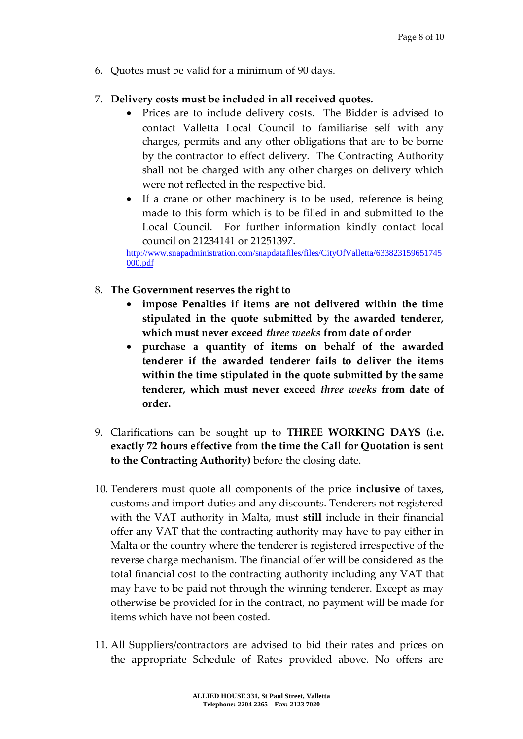6. Quotes must be valid for a minimum of 90 days.

7. **Delivery costs must be included in all received quotes.**
   - Prices are to include delivery costs. The Bidder is advised to contact Valletta Local Council to familiarise self with any charges, permits and any other obligations that are to be borne by the contractor to effect delivery. The Contracting Authority shall not be charged with any other charges on delivery which were not reflected in the respective bid.
   - If a crane or other machinery is to be used, reference is being made to this form which is to be filled in and submitted to the Local Council. For further information kindly contact local council on 21234141 or 21251397.

   http://www.snapadministration.com/snapdatafiles/files/CityOfValletta/633823159651745000.pdf

8. **The Government reserves the right to**
   - **impose Penalties if items are not delivered within the time stipulated in the quote submitted by the awarded tenderer, which must never exceed *three weeks* from date of order**
   - **purchase a quantity of items on behalf of the awarded tenderer if the awarded tenderer fails to deliver the items within the time stipulated in the quote submitted by the same tenderer, which must never exceed *three weeks* from date of order.**

9. Clarifications can be sought up to **THREE WORKING DAYS (i.e. exactly 72 hours effective from the time the Call for Quotation is sent to the Contracting Authority)** before the closing date.

10. Tenderers must quote all components of the price **inclusive** of taxes, customs and import duties and any discounts. Tenderers not registered with the VAT authority in Malta, must **still** include in their financial offer any VAT that the contracting authority may have to pay either in Malta or the country where the tenderer is registered irrespective of the reverse charge mechanism. The financial offer will be considered as the total financial cost to the contracting authority including any VAT that may have to be paid not through the winning tenderer. Except as may otherwise be provided for in the contract, no payment will be made for items which have not been costed.

11. All Suppliers/contractors are advised to bid their rates and prices on the appropriate Schedule of Rates provided above. No offers are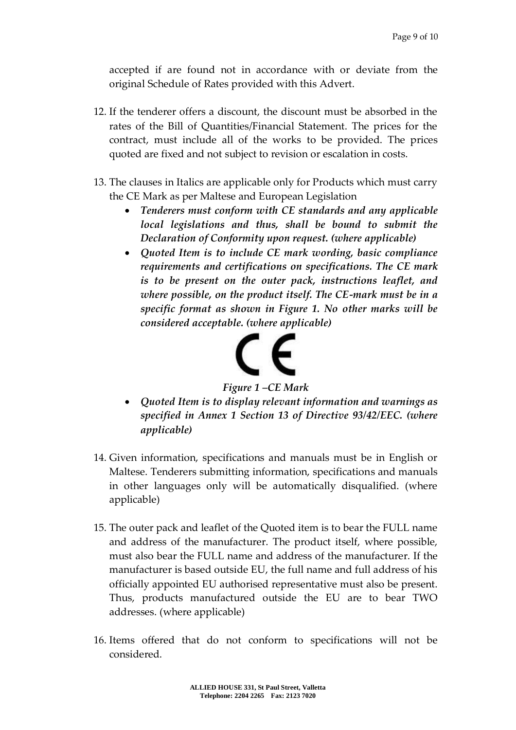accepted if are found not in accordance with or deviate from the original Schedule of Rates provided with this Advert.

12. If the tenderer offers a discount, the discount must be absorbed in the rates of the Bill of Quantities/Financial Statement. The prices for the contract, must include all of the works to be provided. The prices quoted are fixed and not subject to revision or escalation in costs.

13. The clauses in Italics are applicable only for Products which must carry the CE Mark as per Maltese and European Legislation
    - ***Tenderers must conform with CE standards and any applicable local legislations and thus, shall be bound to submit the Declaration of Conformity upon request. (where applicable)***
    - ***Quoted Item is to include CE mark wording, basic compliance requirements and certifications on specifications. The CE mark is to be present on the outer pack, instructions leaflet, and where possible, on the product itself. The CE-mark must be in a specific format as shown in Figure 1. No other marks will be considered acceptable. (where applicable)***

    CE

    ***Figure 1 –CE Mark***

    - ***Quoted Item is to display relevant information and warnings as specified in Annex 1 Section 13 of Directive 93/42/EEC. (where applicable)***

14. Given information, specifications and manuals must be in English or Maltese. Tenderers submitting information, specifications and manuals in other languages only will be automatically disqualified. (where applicable)

15. The outer pack and leaflet of the Quoted item is to bear the FULL name and address of the manufacturer. The product itself, where possible, must also bear the FULL name and address of the manufacturer. If the manufacturer is based outside EU, the full name and full address of his officially appointed EU authorised representative must also be present. Thus, products manufactured outside the EU are to bear TWO addresses. (where applicable)

16. Items offered that do not conform to specifications will not be considered.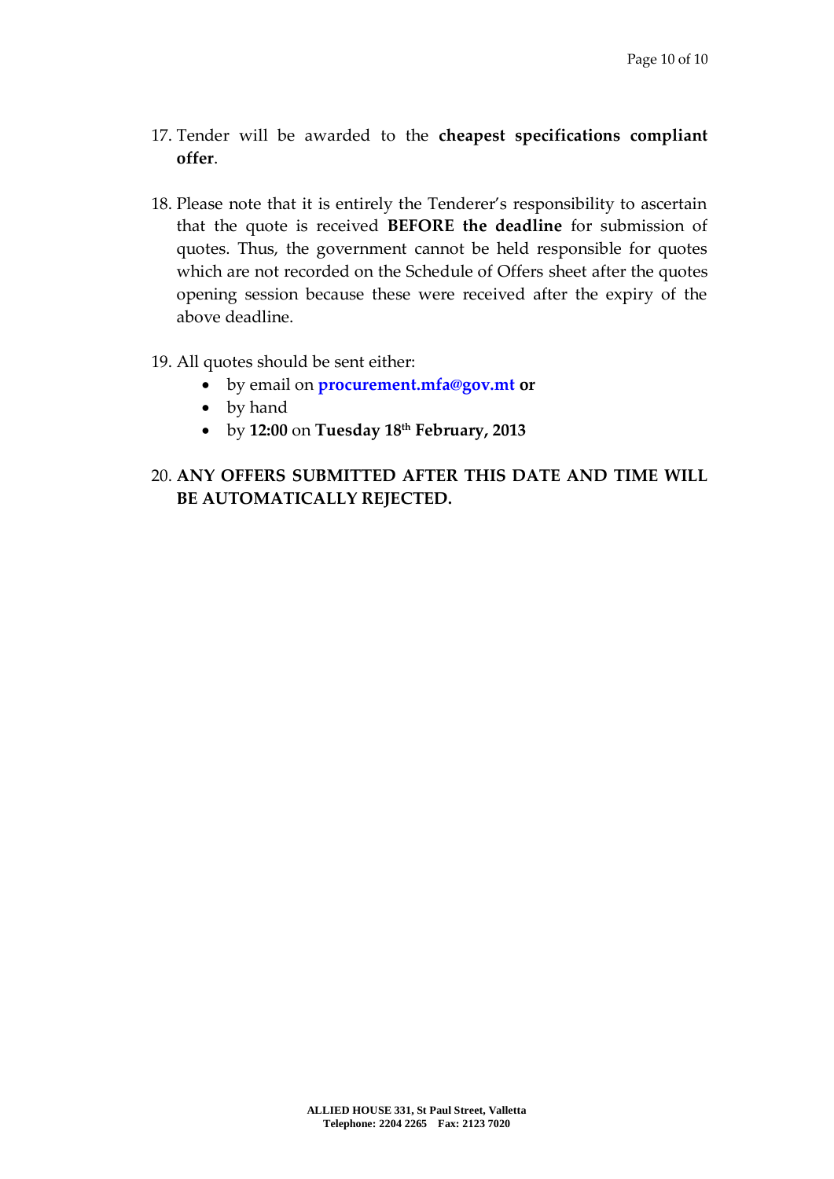17. Tender will be awarded to the **cheapest specifications compliant offer**.

18. Please note that it is entirely the Tenderer's responsibility to ascertain that the quote is received **BEFORE the deadline** for submission of quotes. Thus, the government cannot be held responsible for quotes which are not recorded on the Schedule of Offers sheet after the quotes opening session because these were received after the expiry of the above deadline.

19. All quotes should be sent either:
    - by email on **procurement.mfa@gov.mt or**
    - by hand
    - by **12:00** on **Tuesday 18th February, 2013**

20. **ANY OFFERS SUBMITTED AFTER THIS DATE AND TIME WILL BE AUTOMATICALLY REJECTED.**

**ALLIED HOUSE 331, St Paul Street, Valletta**
**Telephone: 2204 2265 Fax: 2123 7020**